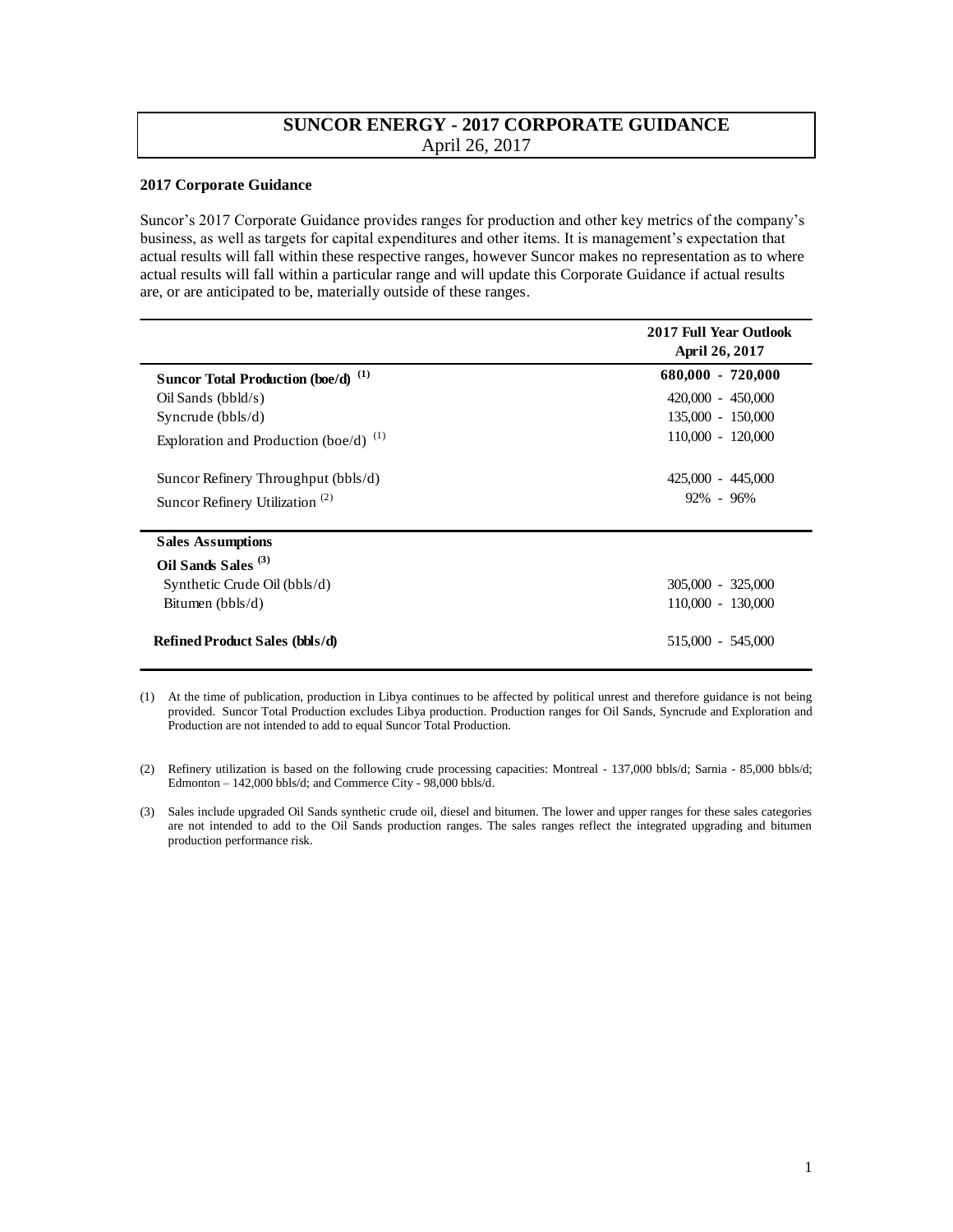# SUNCOR ENERGY - 2017 CORPORATE GUIDANCE

April 26, 2017

## 2017 Corporate Guidance

Suncor's 2017 Corporate Guidance provides ranges for production and other key metrics of the company's business, as well as targets for capital expenditures and other items. It is management's expectation that actual results will fall within these respective ranges, however Suncor makes no representation as to where actual results will fall within a particular range and will update this Corporate Guidance if actual results are, or are anticipated to be, materially outside of these ranges.

| | 2017 Full Year Outlook April 26, 2017 |
|---|---|
| **Suncor Total Production (boe/d)** [(1)] | **680,000 - 720,000** |
| Oil Sands (bbld/s) | 420,000 - 450,000 |
| Syncrude (bbls/d) | 135,000 - 150,000 |
| Exploration and Production (boe/d) [(1)] | 110,000 - 120,000 |
| | |
| Suncor Refinery Throughput (bbls/d) | 425,000 - 445,000 |
| Suncor Refinery Utilization [(2)] | 92% - 96% |
| **Sales Assumptions** | |
| **Oil Sands Sales** [(3)] | |
| Synthetic Crude Oil (bbls/d) | 305,000 - 325,000 |
| Bitumen (bbls/d) | 110,000 - 130,000 |
| | |
| **Refined Product Sales (bbls/d)** | 515,000 - 545,000 |

(1) At the time of publication, production in Libya continues to be affected by political unrest and therefore guidance is not being provided. Suncor Total Production excludes Libya production. Production ranges for Oil Sands, Syncrude and Exploration and Production are not intended to add to equal Suncor Total Production.

(2) Refinery utilization is based on the following crude processing capacities: Montreal - 137,000 bbls/d; Sarnia - 85,000 bbls/d; Edmonton – 142,000 bbls/d; and Commerce City - 98,000 bbls/d.

(3) Sales include upgraded Oil Sands synthetic crude oil, diesel and bitumen. The lower and upper ranges for these sales categories are not intended to add to the Oil Sands production ranges. The sales ranges reflect the integrated upgrading and bitumen production performance risk.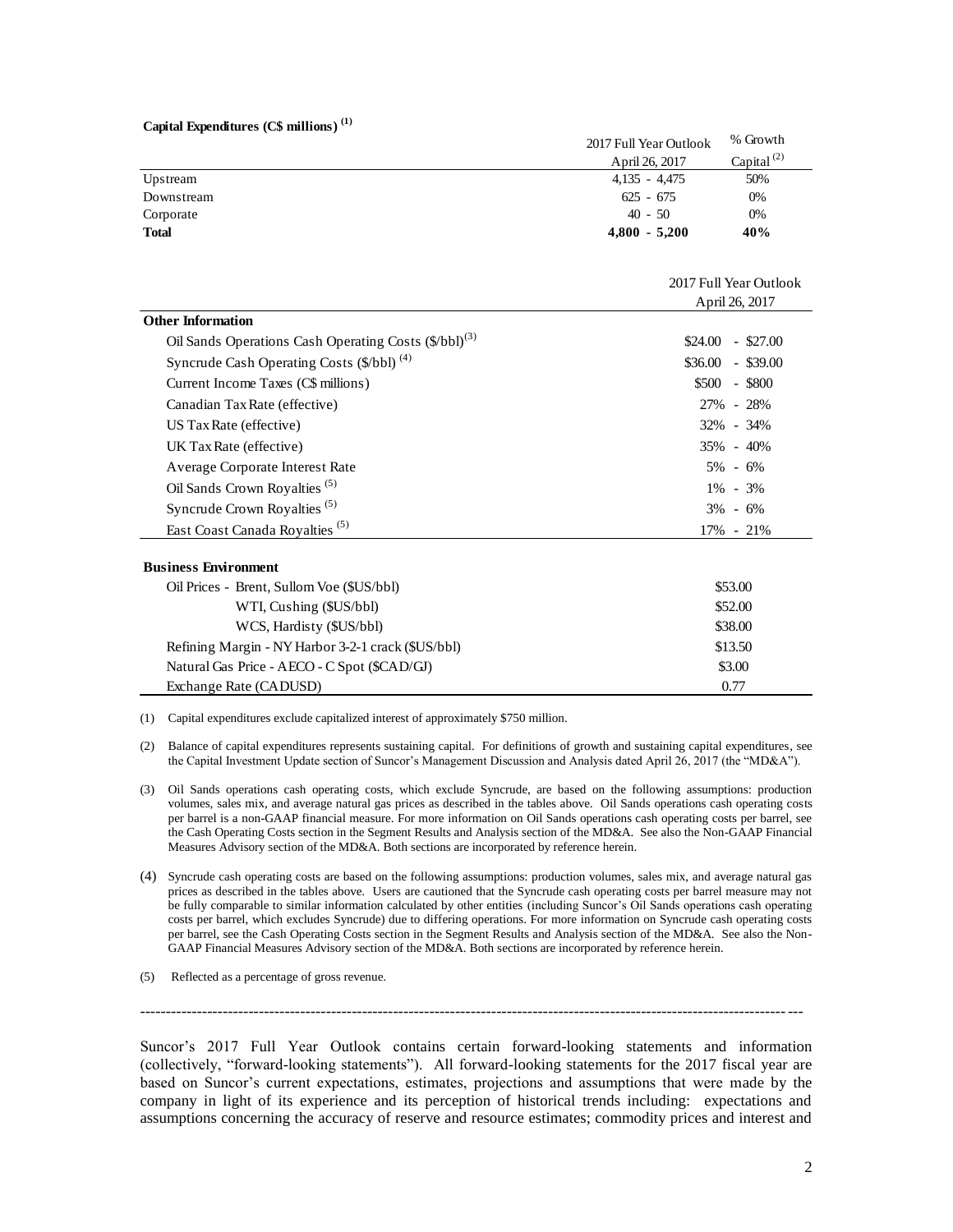**Capital Expenditures (C$ millions) [1]**

| | 2017 Full Year Outlook April 26, 2017 | % Growth Capital [2] |
|---|---|---|
| Upstream | 4,135 - 4,475 | 50% |
| Downstream | 625 - 675 | 0% |
| Corporate | 40 - 50 | 0% |
| **Total** | **4,800 - 5,200** | **40%** |

| | 2017 Full Year Outlook April 26, 2017 |
|---|---|
| **Other Information** | |
| Oil Sands Operations Cash Operating Costs ($/bbl)[3] | $24.00 - $27.00 |
| Syncrude Cash Operating Costs ($/bbl) [4] | $36.00 - $39.00 |
| Current Income Taxes (C$ millions) | $500 - $800 |
| Canadian Tax Rate (effective) | 27% - 28% |
| US Tax Rate (effective) | 32% - 34% |
| UK Tax Rate (effective) | 35% - 40% |
| Average Corporate Interest Rate | 5% - 6% |
| Oil Sands Crown Royalties [5] | 1% - 3% |
| Syncrude Crown Royalties [5] | 3% - 6% |
| East Coast Canada Royalties [5] | 17% - 21% |
| **Business Environment** | |
| Oil Prices - Brent, Sullom Voe ($US/bbl) | $53.00 |
| WTI, Cushing ($US/bbl) | $52.00 |
| WCS, Hardisty ($US/bbl) | $38.00 |
| Refining Margin - NY Harbor 3-2-1 crack ($US/bbl) | $13.50 |
| Natural Gas Price - AECO - C Spot ($CAD/GJ) | $3.00 |
| Exchange Rate (CADUSD) | 0.77 |

(1) Capital expenditures exclude capitalized interest of approximately $750 million.

(2) Balance of capital expenditures represents sustaining capital. For definitions of growth and sustaining capital expenditures, see the Capital Investment Update section of Suncor's Management Discussion and Analysis dated April 26, 2017 (the "MD&A").

(3) Oil Sands operations cash operating costs, which exclude Syncrude, are based on the following assumptions: production volumes, sales mix, and average natural gas prices as described in the tables above. Oil Sands operations cash operating costs per barrel is a non-GAAP financial measure. For more information on Oil Sands operations cash operating costs per barrel, see the Cash Operating Costs section in the Segment Results and Analysis section of the MD&A. See also the Non-GAAP Financial Measures Advisory section of the MD&A. Both sections are incorporated by reference herein.

(4) Syncrude cash operating costs are based on the following assumptions: production volumes, sales mix, and average natural gas prices as described in the tables above. Users are cautioned that the Syncrude cash operating costs per barrel measure may not be fully comparable to similar information calculated by other entities (including Suncor's Oil Sands operations cash operating costs per barrel, which excludes Syncrude) due to differing operations. For more information on Syncrude cash operating costs per barrel, see the Cash Operating Costs section in the Segment Results and Analysis section of the MD&A. See also the Non-GAAP Financial Measures Advisory section of the MD&A. Both sections are incorporated by reference herein.

(5) Reflected as a percentage of gross revenue.

---

Suncor's 2017 Full Year Outlook contains certain forward-looking statements and information (collectively, "forward-looking statements"). All forward-looking statements for the 2017 fiscal year are based on Suncor's current expectations, estimates, projections and assumptions that were made by the company in light of its experience and its perception of historical trends including: expectations and assumptions concerning the accuracy of reserve and resource estimates; commodity prices and interest and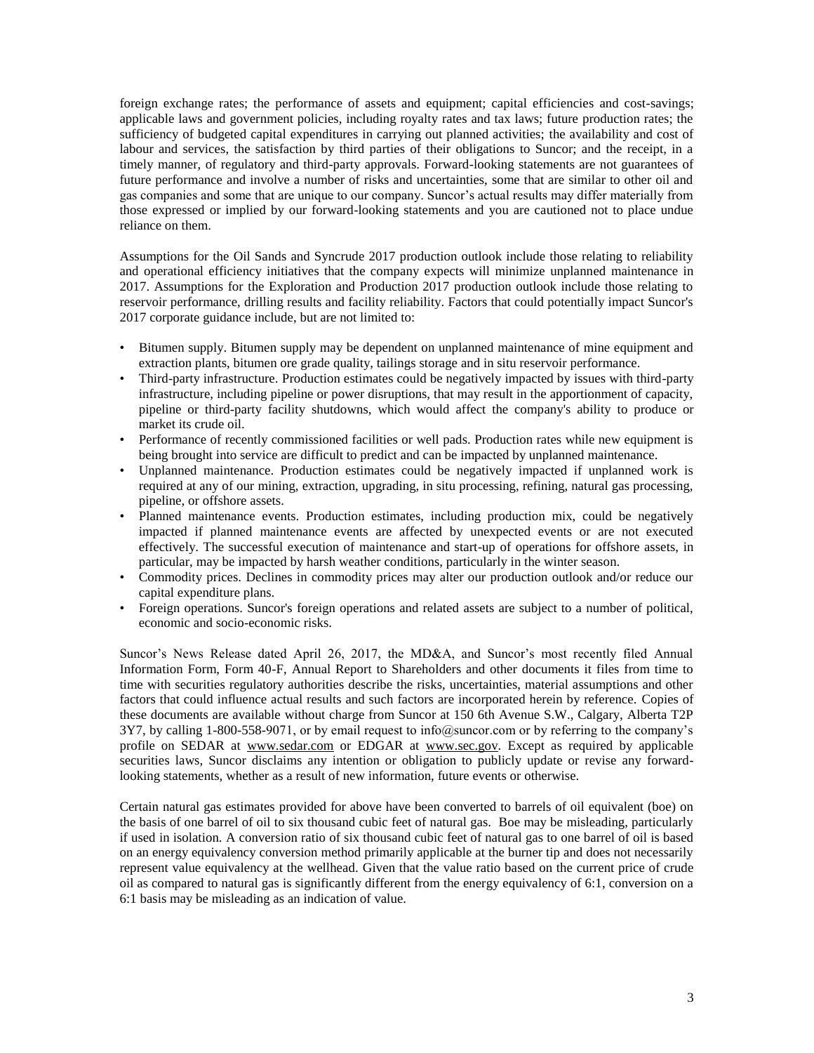foreign exchange rates; the performance of assets and equipment; capital efficiencies and cost-savings; applicable laws and government policies, including royalty rates and tax laws; future production rates; the sufficiency of budgeted capital expenditures in carrying out planned activities; the availability and cost of labour and services, the satisfaction by third parties of their obligations to Suncor; and the receipt, in a timely manner, of regulatory and third-party approvals. Forward-looking statements are not guarantees of future performance and involve a number of risks and uncertainties, some that are similar to other oil and gas companies and some that are unique to our company. Suncor's actual results may differ materially from those expressed or implied by our forward-looking statements and you are cautioned not to place undue reliance on them.

Assumptions for the Oil Sands and Syncrude 2017 production outlook include those relating to reliability and operational efficiency initiatives that the company expects will minimize unplanned maintenance in 2017. Assumptions for the Exploration and Production 2017 production outlook include those relating to reservoir performance, drilling results and facility reliability. Factors that could potentially impact Suncor's 2017 corporate guidance include, but are not limited to:

- Bitumen supply. Bitumen supply may be dependent on unplanned maintenance of mine equipment and extraction plants, bitumen ore grade quality, tailings storage and in situ reservoir performance.
- Third-party infrastructure. Production estimates could be negatively impacted by issues with third-party infrastructure, including pipeline or power disruptions, that may result in the apportionment of capacity, pipeline or third-party facility shutdowns, which would affect the company's ability to produce or market its crude oil.
- Performance of recently commissioned facilities or well pads. Production rates while new equipment is being brought into service are difficult to predict and can be impacted by unplanned maintenance.
- Unplanned maintenance. Production estimates could be negatively impacted if unplanned work is required at any of our mining, extraction, upgrading, in situ processing, refining, natural gas processing, pipeline, or offshore assets.
- Planned maintenance events. Production estimates, including production mix, could be negatively impacted if planned maintenance events are affected by unexpected events or are not executed effectively. The successful execution of maintenance and start-up of operations for offshore assets, in particular, may be impacted by harsh weather conditions, particularly in the winter season.
- Commodity prices. Declines in commodity prices may alter our production outlook and/or reduce our capital expenditure plans.
- Foreign operations. Suncor's foreign operations and related assets are subject to a number of political, economic and socio-economic risks.

Suncor's News Release dated April 26, 2017, the MD&A, and Suncor's most recently filed Annual Information Form, Form 40-F, Annual Report to Shareholders and other documents it files from time to time with securities regulatory authorities describe the risks, uncertainties, material assumptions and other factors that could influence actual results and such factors are incorporated herein by reference. Copies of these documents are available without charge from Suncor at 150 6th Avenue S.W., Calgary, Alberta T2P 3Y7, by calling 1-800-558-9071, or by email request to info@suncor.com or by referring to the company's profile on SEDAR at www.sedar.com or EDGAR at www.sec.gov. Except as required by applicable securities laws, Suncor disclaims any intention or obligation to publicly update or revise any forward-looking statements, whether as a result of new information, future events or otherwise.

Certain natural gas estimates provided for above have been converted to barrels of oil equivalent (boe) on the basis of one barrel of oil to six thousand cubic feet of natural gas. Boe may be misleading, particularly if used in isolation. A conversion ratio of six thousand cubic feet of natural gas to one barrel of oil is based on an energy equivalency conversion method primarily applicable at the burner tip and does not necessarily represent value equivalency at the wellhead. Given that the value ratio based on the current price of crude oil as compared to natural gas is significantly different from the energy equivalency of 6:1, conversion on a 6:1 basis may be misleading as an indication of value.